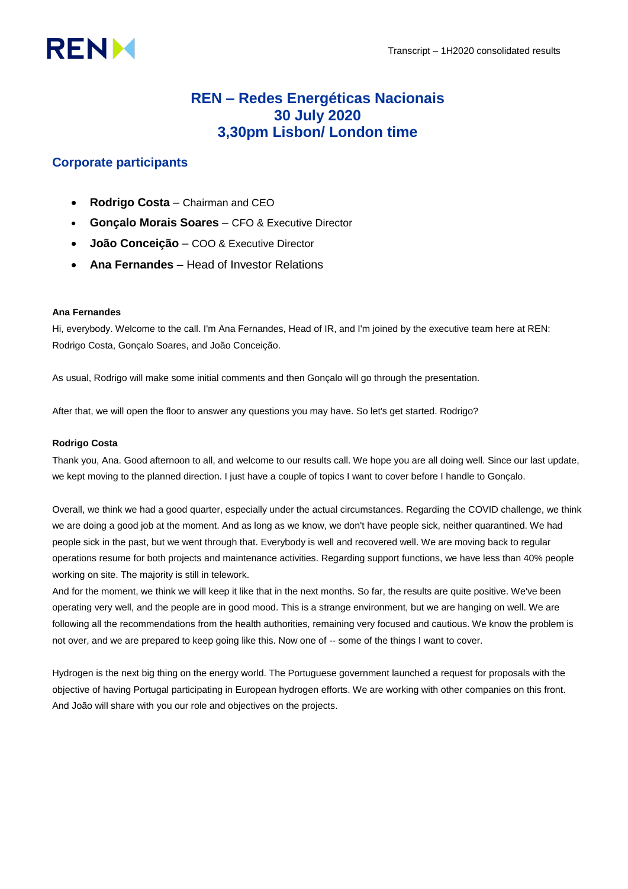# REN – Redes Energéticas Nacionais
# 30 July 2020
# 3,30pm Lisbon/ London time

## Corporate participants

- **Rodrigo Costa** – Chairman and CEO
- **Gonçalo Morais Soares** – CFO & Executive Director
- **João Conceição** – COO & Executive Director
- **Ana Fernandes –** Head of Investor Relations

**Ana Fernandes**

Hi, everybody. Welcome to the call. I'm Ana Fernandes, Head of IR, and I'm joined by the executive team here at REN: Rodrigo Costa, Gonçalo Soares, and João Conceição.

As usual, Rodrigo will make some initial comments and then Gonçalo will go through the presentation.

After that, we will open the floor to answer any questions you may have. So let's get started. Rodrigo?

**Rodrigo Costa**

Thank you, Ana. Good afternoon to all, and welcome to our results call. We hope you are all doing well. Since our last update, we kept moving to the planned direction. I just have a couple of topics I want to cover before I handle to Gonçalo.

Overall, we think we had a good quarter, especially under the actual circumstances. Regarding the COVID challenge, we think we are doing a good job at the moment. And as long as we know, we don't have people sick, neither quarantined. We had people sick in the past, but we went through that. Everybody is well and recovered well. We are moving back to regular operations resume for both projects and maintenance activities. Regarding support functions, we have less than 40% people working on site. The majority is still in telework.

And for the moment, we think we will keep it like that in the next months. So far, the results are quite positive. We've been operating very well, and the people are in good mood. This is a strange environment, but we are hanging on well. We are following all the recommendations from the health authorities, remaining very focused and cautious. We know the problem is not over, and we are prepared to keep going like this. Now one of -- some of the things I want to cover.

Hydrogen is the next big thing on the energy world. The Portuguese government launched a request for proposals with the objective of having Portugal participating in European hydrogen efforts. We are working with other companies on this front. And João will share with you our role and objectives on the projects.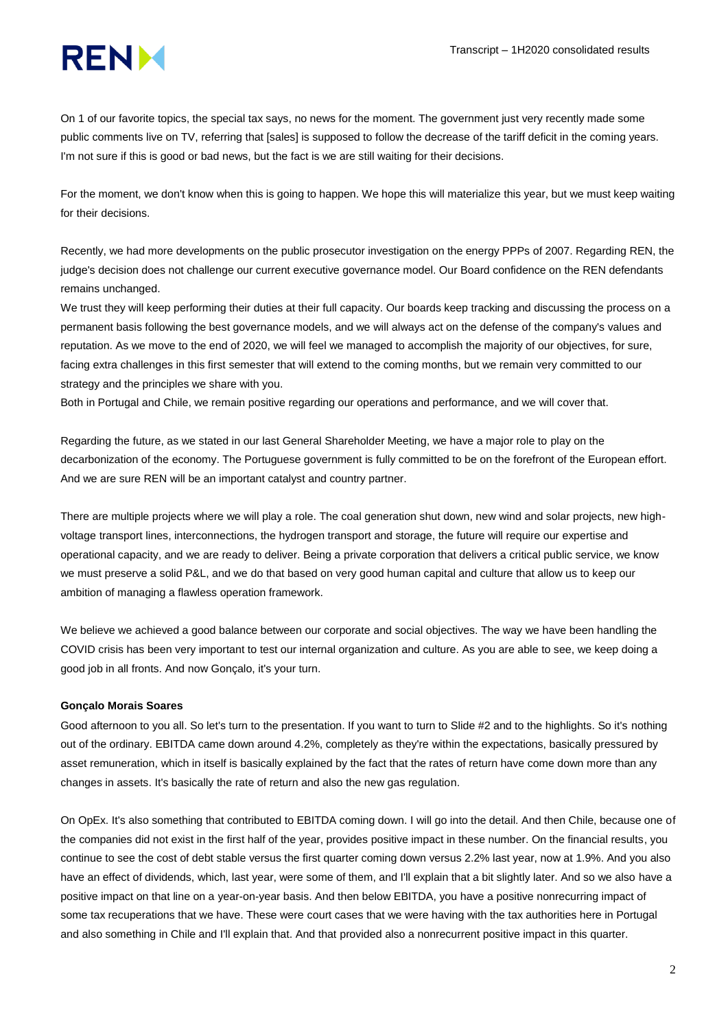On 1 of our favorite topics, the special tax says, no news for the moment. The government just very recently made some public comments live on TV, referring that [sales] is supposed to follow the decrease of the tariff deficit in the coming years. I'm not sure if this is good or bad news, but the fact is we are still waiting for their decisions.

For the moment, we don't know when this is going to happen. We hope this will materialize this year, but we must keep waiting for their decisions.

Recently, we had more developments on the public prosecutor investigation on the energy PPPs of 2007. Regarding REN, the judge's decision does not challenge our current executive governance model. Our Board confidence on the REN defendants remains unchanged.
We trust they will keep performing their duties at their full capacity. Our boards keep tracking and discussing the process on a permanent basis following the best governance models, and we will always act on the defense of the company's values and reputation. As we move to the end of 2020, we will feel we managed to accomplish the majority of our objectives, for sure, facing extra challenges in this first semester that will extend to the coming months, but we remain very committed to our strategy and the principles we share with you.
Both in Portugal and Chile, we remain positive regarding our operations and performance, and we will cover that.

Regarding the future, as we stated in our last General Shareholder Meeting, we have a major role to play on the decarbonization of the economy. The Portuguese government is fully committed to be on the forefront of the European effort. And we are sure REN will be an important catalyst and country partner.

There are multiple projects where we will play a role. The coal generation shut down, new wind and solar projects, new high-voltage transport lines, interconnections, the hydrogen transport and storage, the future will require our expertise and operational capacity, and we are ready to deliver. Being a private corporation that delivers a critical public service, we know we must preserve a solid P&L, and we do that based on very good human capital and culture that allow us to keep our ambition of managing a flawless operation framework.

We believe we achieved a good balance between our corporate and social objectives. The way we have been handling the COVID crisis has been very important to test our internal organization and culture. As you are able to see, we keep doing a good job in all fronts. And now Gonçalo, it's your turn.

**Gonçalo Morais Soares**

Good afternoon to you all. So let's turn to the presentation. If you want to turn to Slide #2 and to the highlights. So it's nothing out of the ordinary. EBITDA came down around 4.2%, completely as they're within the expectations, basically pressured by asset remuneration, which in itself is basically explained by the fact that the rates of return have come down more than any changes in assets. It's basically the rate of return and also the new gas regulation.

On OpEx. It's also something that contributed to EBITDA coming down. I will go into the detail. And then Chile, because one of the companies did not exist in the first half of the year, provides positive impact in these number. On the financial results, you continue to see the cost of debt stable versus the first quarter coming down versus 2.2% last year, now at 1.9%. And you also have an effect of dividends, which, last year, were some of them, and I'll explain that a bit slightly later. And so we also have a positive impact on that line on a year-on-year basis. And then below EBITDA, you have a positive nonrecurring impact of some tax recuperations that we have. These were court cases that we were having with the tax authorities here in Portugal and also something in Chile and I'll explain that. And that provided also a nonrecurrent positive impact in this quarter.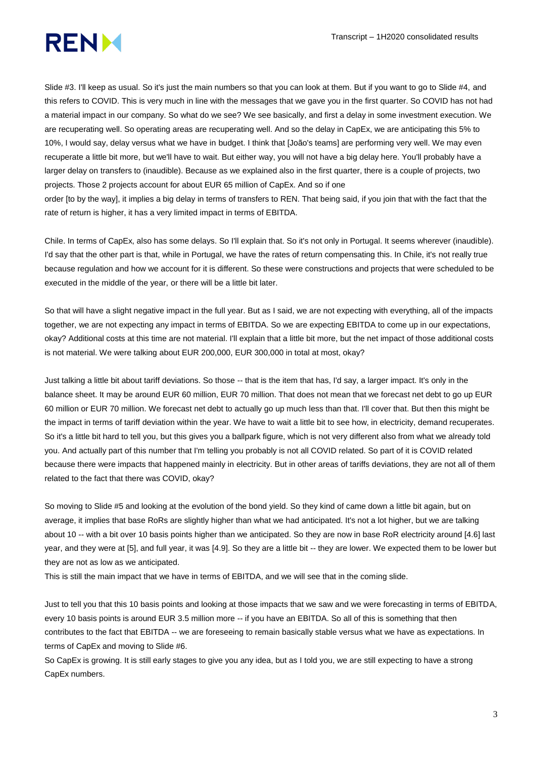Slide #3. I'll keep as usual. So it's just the main numbers so that you can look at them. But if you want to go to Slide #4, and this refers to COVID. This is very much in line with the messages that we gave you in the first quarter. So COVID has not had a material impact in our company. So what do we see? We see basically, and first a delay in some investment execution. We are recuperating well. So operating areas are recuperating well. And so the delay in CapEx, we are anticipating this 5% to 10%, I would say, delay versus what we have in budget. I think that [João's teams] are performing very well. We may even recuperate a little bit more, but we'll have to wait. But either way, you will not have a big delay here. You'll probably have a larger delay on transfers to (inaudible). Because as we explained also in the first quarter, there is a couple of projects, two projects. Those 2 projects account for about EUR 65 million of CapEx. And so if one order [to by the way], it implies a big delay in terms of transfers to REN. That being said, if you join that with the fact that the rate of return is higher, it has a very limited impact in terms of EBITDA.

Chile. In terms of CapEx, also has some delays. So I'll explain that. So it's not only in Portugal. It seems wherever (inaudible). I'd say that the other part is that, while in Portugal, we have the rates of return compensating this. In Chile, it's not really true because regulation and how we account for it is different. So these were constructions and projects that were scheduled to be executed in the middle of the year, or there will be a little bit later.

So that will have a slight negative impact in the full year. But as I said, we are not expecting with everything, all of the impacts together, we are not expecting any impact in terms of EBITDA. So we are expecting EBITDA to come up in our expectations, okay? Additional costs at this time are not material. I'll explain that a little bit more, but the net impact of those additional costs is not material. We were talking about EUR 200,000, EUR 300,000 in total at most, okay?

Just talking a little bit about tariff deviations. So those -- that is the item that has, I'd say, a larger impact. It's only in the balance sheet. It may be around EUR 60 million, EUR 70 million. That does not mean that we forecast net debt to go up EUR 60 million or EUR 70 million. We forecast net debt to actually go up much less than that. I'll cover that. But then this might be the impact in terms of tariff deviation within the year. We have to wait a little bit to see how, in electricity, demand recuperates. So it's a little bit hard to tell you, but this gives you a ballpark figure, which is not very different also from what we already told you. And actually part of this number that I'm telling you probably is not all COVID related. So part of it is COVID related because there were impacts that happened mainly in electricity. But in other areas of tariffs deviations, they are not all of them related to the fact that there was COVID, okay?

So moving to Slide #5 and looking at the evolution of the bond yield. So they kind of came down a little bit again, but on average, it implies that base RoRs are slightly higher than what we had anticipated. It's not a lot higher, but we are talking about 10 -- with a bit over 10 basis points higher than we anticipated. So they are now in base RoR electricity around [4.6] last year, and they were at [5], and full year, it was [4.9]. So they are a little bit -- they are lower. We expected them to be lower but they are not as low as we anticipated.

This is still the main impact that we have in terms of EBITDA, and we will see that in the coming slide.

Just to tell you that this 10 basis points and looking at those impacts that we saw and we were forecasting in terms of EBITDA, every 10 basis points is around EUR 3.5 million more -- if you have an EBITDA. So all of this is something that then contributes to the fact that EBITDA -- we are foreseeing to remain basically stable versus what we have as expectations. In terms of CapEx and moving to Slide #6.

So CapEx is growing. It is still early stages to give you any idea, but as I told you, we are still expecting to have a strong CapEx numbers.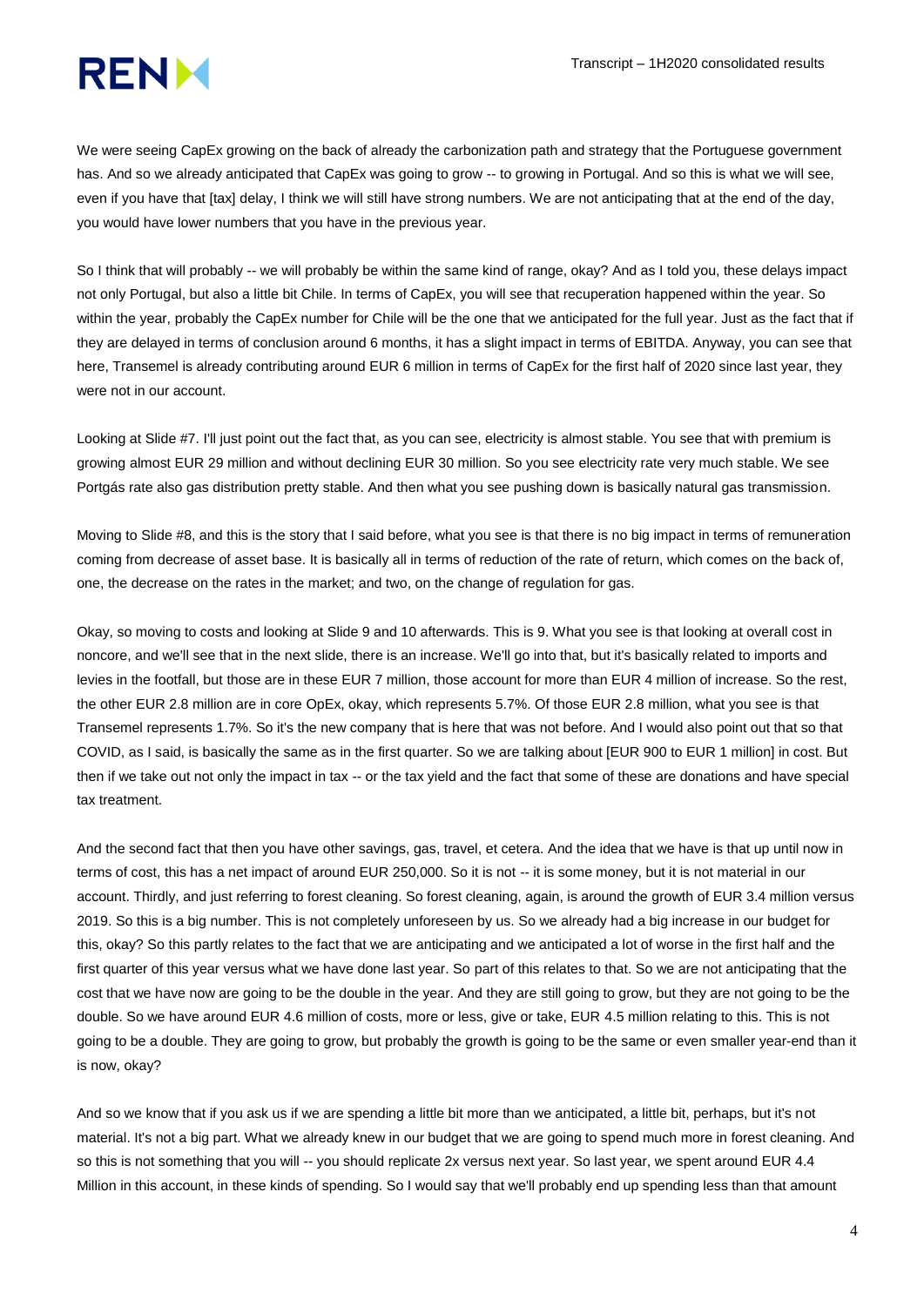We were seeing CapEx growing on the back of already the carbonization path and strategy that the Portuguese government has. And so we already anticipated that CapEx was going to grow -- to growing in Portugal. And so this is what we will see, even if you have that [tax] delay, I think we will still have strong numbers. We are not anticipating that at the end of the day, you would have lower numbers that you have in the previous year.

So I think that will probably -- we will probably be within the same kind of range, okay? And as I told you, these delays impact not only Portugal, but also a little bit Chile. In terms of CapEx, you will see that recuperation happened within the year. So within the year, probably the CapEx number for Chile will be the one that we anticipated for the full year. Just as the fact that if they are delayed in terms of conclusion around 6 months, it has a slight impact in terms of EBITDA. Anyway, you can see that here, Transemel is already contributing around EUR 6 million in terms of CapEx for the first half of 2020 since last year, they were not in our account.

Looking at Slide #7. I'll just point out the fact that, as you can see, electricity is almost stable. You see that with premium is growing almost EUR 29 million and without declining EUR 30 million. So you see electricity rate very much stable. We see Portgás rate also gas distribution pretty stable. And then what you see pushing down is basically natural gas transmission.

Moving to Slide #8, and this is the story that I said before, what you see is that there is no big impact in terms of remuneration coming from decrease of asset base. It is basically all in terms of reduction of the rate of return, which comes on the back of, one, the decrease on the rates in the market; and two, on the change of regulation for gas.

Okay, so moving to costs and looking at Slide 9 and 10 afterwards. This is 9. What you see is that looking at overall cost in noncore, and we'll see that in the next slide, there is an increase. We'll go into that, but it's basically related to imports and levies in the footfall, but those are in these EUR 7 million, those account for more than EUR 4 million of increase. So the rest, the other EUR 2.8 million are in core OpEx, okay, which represents 5.7%. Of those EUR 2.8 million, what you see is that Transemel represents 1.7%. So it's the new company that is here that was not before. And I would also point out that so that COVID, as I said, is basically the same as in the first quarter. So we are talking about [EUR 900 to EUR 1 million] in cost. But then if we take out not only the impact in tax -- or the tax yield and the fact that some of these are donations and have special tax treatment.

And the second fact that then you have other savings, gas, travel, et cetera. And the idea that we have is that up until now in terms of cost, this has a net impact of around EUR 250,000. So it is not -- it is some money, but it is not material in our account. Thirdly, and just referring to forest cleaning. So forest cleaning, again, is around the growth of EUR 3.4 million versus 2019. So this is a big number. This is not completely unforeseen by us. So we already had a big increase in our budget for this, okay? So this partly relates to the fact that we are anticipating and we anticipated a lot of worse in the first half and the first quarter of this year versus what we have done last year. So part of this relates to that. So we are not anticipating that the cost that we have now are going to be the double in the year. And they are still going to grow, but they are not going to be the double. So we have around EUR 4.6 million of costs, more or less, give or take, EUR 4.5 million relating to this. This is not going to be a double. They are going to grow, but probably the growth is going to be the same or even smaller year-end than it is now, okay?

And so we know that if you ask us if we are spending a little bit more than we anticipated, a little bit, perhaps, but it's not material. It's not a big part. What we already knew in our budget that we are going to spend much more in forest cleaning. And so this is not something that you will -- you should replicate 2x versus next year. So last year, we spent around EUR 4.4 Million in this account, in these kinds of spending. So I would say that we'll probably end up spending less than that amount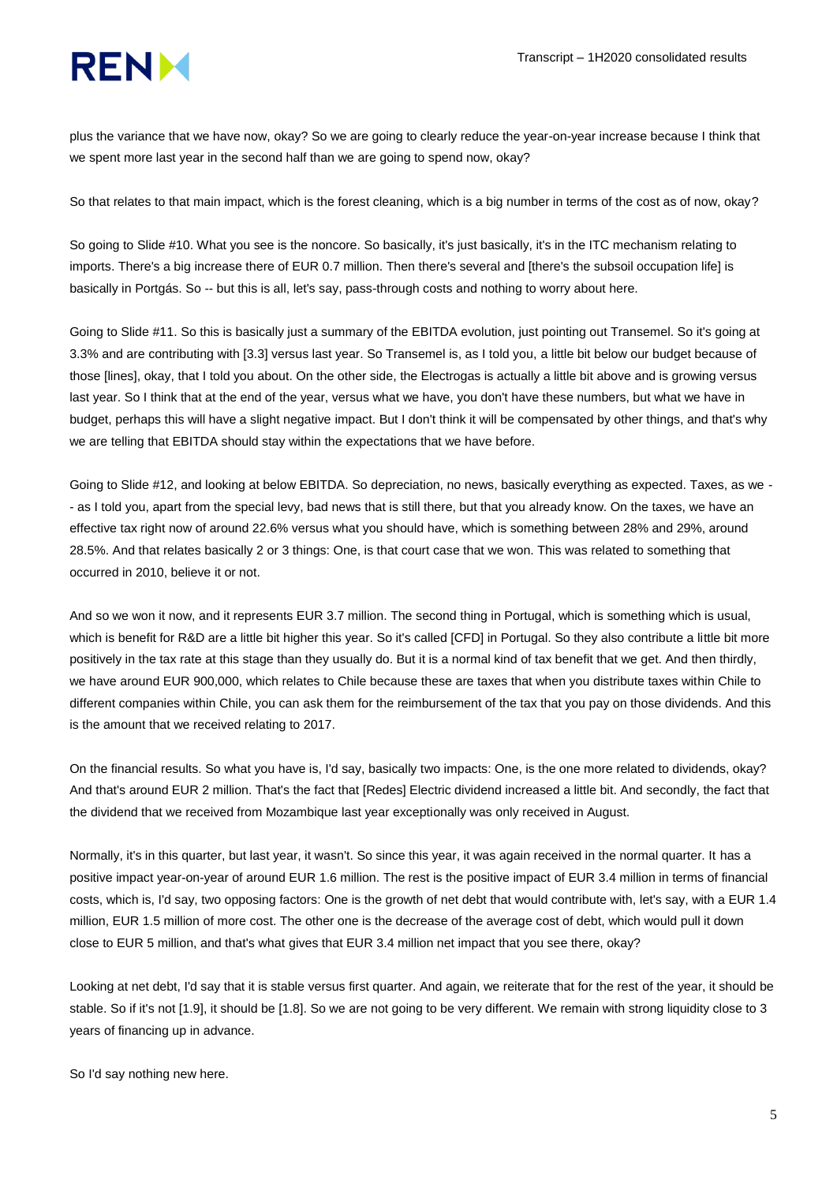plus the variance that we have now, okay? So we are going to clearly reduce the year-on-year increase because I think that we spent more last year in the second half than we are going to spend now, okay?

So that relates to that main impact, which is the forest cleaning, which is a big number in terms of the cost as of now, okay?

So going to Slide #10. What you see is the noncore. So basically, it's just basically, it's in the ITC mechanism relating to imports. There's a big increase there of EUR 0.7 million. Then there's several and [there's the subsoil occupation life] is basically in Portgás. So -- but this is all, let's say, pass-through costs and nothing to worry about here.

Going to Slide #11. So this is basically just a summary of the EBITDA evolution, just pointing out Transemel. So it's going at 3.3% and are contributing with [3.3] versus last year. So Transemel is, as I told you, a little bit below our budget because of those [lines], okay, that I told you about. On the other side, the Electrogas is actually a little bit above and is growing versus last year. So I think that at the end of the year, versus what we have, you don't have these numbers, but what we have in budget, perhaps this will have a slight negative impact. But I don't think it will be compensated by other things, and that's why we are telling that EBITDA should stay within the expectations that we have before.

Going to Slide #12, and looking at below EBITDA. So depreciation, no news, basically everything as expected. Taxes, as we -- as I told you, apart from the special levy, bad news that is still there, but that you already know. On the taxes, we have an effective tax right now of around 22.6% versus what you should have, which is something between 28% and 29%, around 28.5%. And that relates basically 2 or 3 things: One, is that court case that we won. This was related to something that occurred in 2010, believe it or not.

And so we won it now, and it represents EUR 3.7 million. The second thing in Portugal, which is something which is usual, which is benefit for R&D are a little bit higher this year. So it's called [CFD] in Portugal. So they also contribute a little bit more positively in the tax rate at this stage than they usually do. But it is a normal kind of tax benefit that we get. And then thirdly, we have around EUR 900,000, which relates to Chile because these are taxes that when you distribute taxes within Chile to different companies within Chile, you can ask them for the reimbursement of the tax that you pay on those dividends. And this is the amount that we received relating to 2017.

On the financial results. So what you have is, I'd say, basically two impacts: One, is the one more related to dividends, okay? And that's around EUR 2 million. That's the fact that [Redes] Electric dividend increased a little bit. And secondly, the fact that the dividend that we received from Mozambique last year exceptionally was only received in August.

Normally, it's in this quarter, but last year, it wasn't. So since this year, it was again received in the normal quarter. It has a positive impact year-on-year of around EUR 1.6 million. The rest is the positive impact of EUR 3.4 million in terms of financial costs, which is, I'd say, two opposing factors: One is the growth of net debt that would contribute with, let's say, with a EUR 1.4 million, EUR 1.5 million of more cost. The other one is the decrease of the average cost of debt, which would pull it down close to EUR 5 million, and that's what gives that EUR 3.4 million net impact that you see there, okay?

Looking at net debt, I'd say that it is stable versus first quarter. And again, we reiterate that for the rest of the year, it should be stable. So if it's not [1.9], it should be [1.8]. So we are not going to be very different. We remain with strong liquidity close to 3 years of financing up in advance.

So I'd say nothing new here.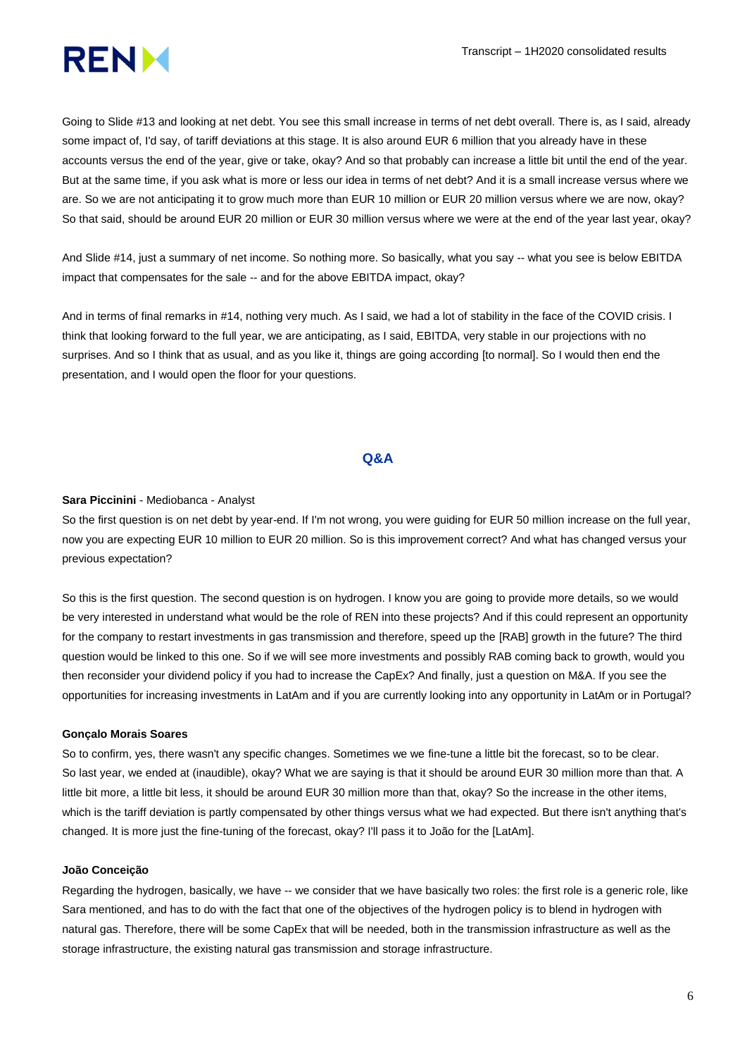Going to Slide #13 and looking at net debt. You see this small increase in terms of net debt overall. There is, as I said, already some impact of, I'd say, of tariff deviations at this stage. It is also around EUR 6 million that you already have in these accounts versus the end of the year, give or take, okay? And so that probably can increase a little bit until the end of the year. But at the same time, if you ask what is more or less our idea in terms of net debt? And it is a small increase versus where we are. So we are not anticipating it to grow much more than EUR 10 million or EUR 20 million versus where we are now, okay? So that said, should be around EUR 20 million or EUR 30 million versus where we were at the end of the year last year, okay?

And Slide #14, just a summary of net income. So nothing more. So basically, what you say -- what you see is below EBITDA impact that compensates for the sale -- and for the above EBITDA impact, okay?

And in terms of final remarks in #14, nothing very much. As I said, we had a lot of stability in the face of the COVID crisis. I think that looking forward to the full year, we are anticipating, as I said, EBITDA, very stable in our projections with no surprises. And so I think that as usual, and as you like it, things are going according [to normal]. So I would then end the presentation, and I would open the floor for your questions.

## Q&A

**Sara Piccinini** - Mediobanca - Analyst

So the first question is on net debt by year-end. If I'm not wrong, you were guiding for EUR 50 million increase on the full year, now you are expecting EUR 10 million to EUR 20 million. So is this improvement correct? And what has changed versus your previous expectation?

So this is the first question. The second question is on hydrogen. I know you are going to provide more details, so we would be very interested in understand what would be the role of REN into these projects? And if this could represent an opportunity for the company to restart investments in gas transmission and therefore, speed up the [RAB] growth in the future? The third question would be linked to this one. So if we will see more investments and possibly RAB coming back to growth, would you then reconsider your dividend policy if you had to increase the CapEx? And finally, just a question on M&A. If you see the opportunities for increasing investments in LatAm and if you are currently looking into any opportunity in LatAm or in Portugal?

**Gonçalo Morais Soares**

So to confirm, yes, there wasn't any specific changes. Sometimes we we fine-tune a little bit the forecast, so to be clear. So last year, we ended at (inaudible), okay? What we are saying is that it should be around EUR 30 million more than that. A little bit more, a little bit less, it should be around EUR 30 million more than that, okay? So the increase in the other items, which is the tariff deviation is partly compensated by other things versus what we had expected. But there isn't anything that's changed. It is more just the fine-tuning of the forecast, okay? I'll pass it to João for the [LatAm].

**João Conceição**

Regarding the hydrogen, basically, we have -- we consider that we have basically two roles: the first role is a generic role, like Sara mentioned, and has to do with the fact that one of the objectives of the hydrogen policy is to blend in hydrogen with natural gas. Therefore, there will be some CapEx that will be needed, both in the transmission infrastructure as well as the storage infrastructure, the existing natural gas transmission and storage infrastructure.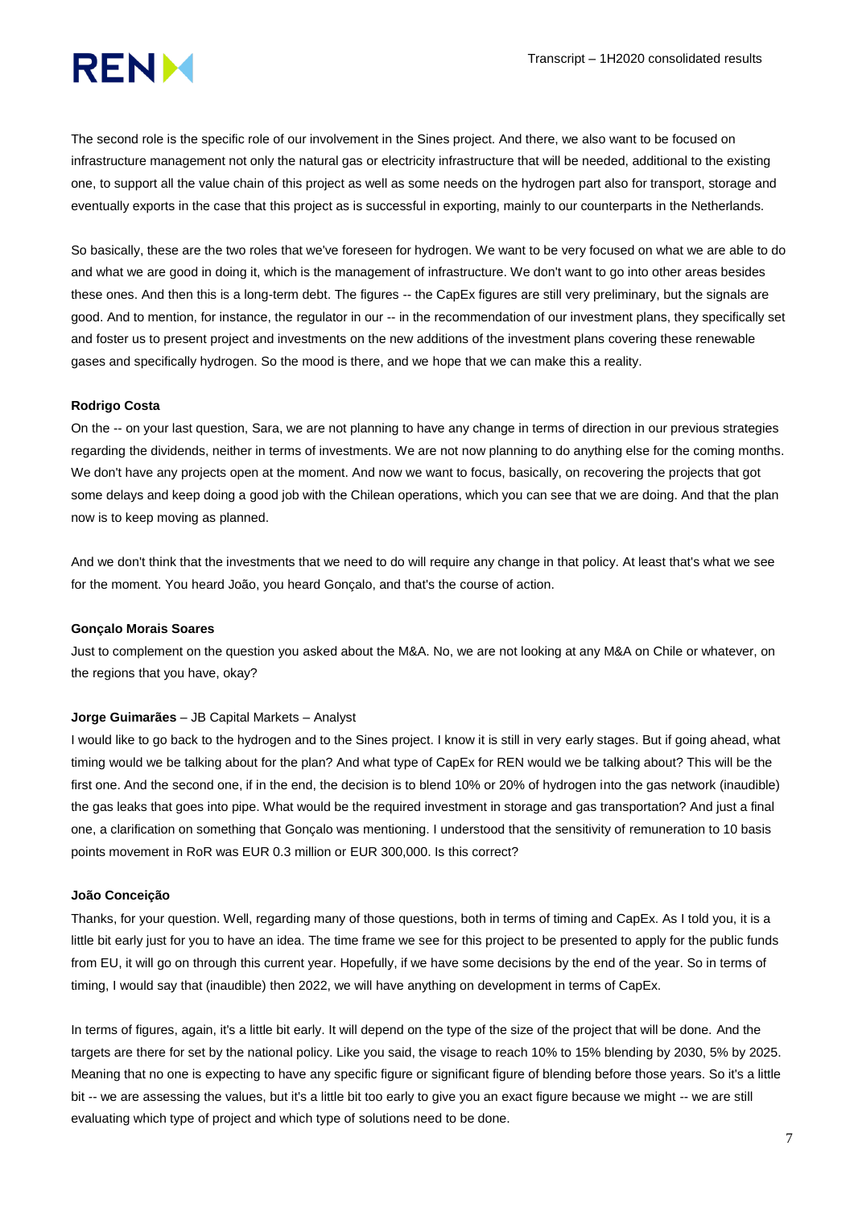The second role is the specific role of our involvement in the Sines project. And there, we also want to be focused on infrastructure management not only the natural gas or electricity infrastructure that will be needed, additional to the existing one, to support all the value chain of this project as well as some needs on the hydrogen part also for transport, storage and eventually exports in the case that this project as is successful in exporting, mainly to our counterparts in the Netherlands.

So basically, these are the two roles that we've foreseen for hydrogen. We want to be very focused on what we are able to do and what we are good in doing it, which is the management of infrastructure. We don't want to go into other areas besides these ones. And then this is a long-term debt. The figures -- the CapEx figures are still very preliminary, but the signals are good. And to mention, for instance, the regulator in our -- in the recommendation of our investment plans, they specifically set and foster us to present project and investments on the new additions of the investment plans covering these renewable gases and specifically hydrogen. So the mood is there, and we hope that we can make this a reality.

**Rodrigo Costa**

On the -- on your last question, Sara, we are not planning to have any change in terms of direction in our previous strategies regarding the dividends, neither in terms of investments. We are not now planning to do anything else for the coming months. We don't have any projects open at the moment. And now we want to focus, basically, on recovering the projects that got some delays and keep doing a good job with the Chilean operations, which you can see that we are doing. And that the plan now is to keep moving as planned.

And we don't think that the investments that we need to do will require any change in that policy. At least that's what we see for the moment. You heard João, you heard Gonçalo, and that's the course of action.

**Gonçalo Morais Soares**

Just to complement on the question you asked about the M&A. No, we are not looking at any M&A on Chile or whatever, on the regions that you have, okay?

**Jorge Guimarães** – JB Capital Markets – Analyst

I would like to go back to the hydrogen and to the Sines project. I know it is still in very early stages. But if going ahead, what timing would we be talking about for the plan? And what type of CapEx for REN would we be talking about? This will be the first one. And the second one, if in the end, the decision is to blend 10% or 20% of hydrogen into the gas network (inaudible) the gas leaks that goes into pipe. What would be the required investment in storage and gas transportation? And just a final one, a clarification on something that Gonçalo was mentioning. I understood that the sensitivity of remuneration to 10 basis points movement in RoR was EUR 0.3 million or EUR 300,000. Is this correct?

**João Conceição**

Thanks, for your question. Well, regarding many of those questions, both in terms of timing and CapEx. As I told you, it is a little bit early just for you to have an idea. The time frame we see for this project to be presented to apply for the public funds from EU, it will go on through this current year. Hopefully, if we have some decisions by the end of the year. So in terms of timing, I would say that (inaudible) then 2022, we will have anything on development in terms of CapEx.

In terms of figures, again, it's a little bit early. It will depend on the type of the size of the project that will be done. And the targets are there for set by the national policy. Like you said, the visage to reach 10% to 15% blending by 2030, 5% by 2025. Meaning that no one is expecting to have any specific figure or significant figure of blending before those years. So it's a little bit -- we are assessing the values, but it's a little bit too early to give you an exact figure because we might -- we are still evaluating which type of project and which type of solutions need to be done.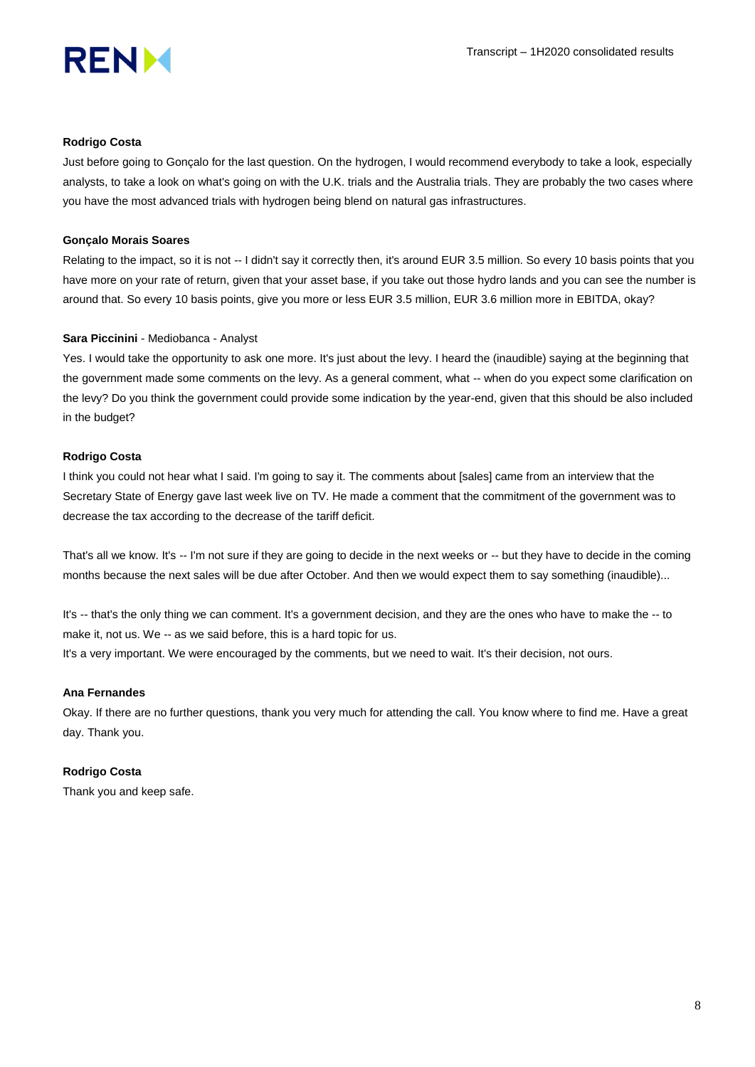**Rodrigo Costa**

Just before going to Gonçalo for the last question. On the hydrogen, I would recommend everybody to take a look, especially analysts, to take a look on what's going on with the U.K. trials and the Australia trials. They are probably the two cases where you have the most advanced trials with hydrogen being blend on natural gas infrastructures.

**Gonçalo Morais Soares**

Relating to the impact, so it is not -- I didn't say it correctly then, it's around EUR 3.5 million. So every 10 basis points that you have more on your rate of return, given that your asset base, if you take out those hydro lands and you can see the number is around that. So every 10 basis points, give you more or less EUR 3.5 million, EUR 3.6 million more in EBITDA, okay?

**Sara Piccinini** - Mediobanca - Analyst

Yes. I would take the opportunity to ask one more. It's just about the levy. I heard the (inaudible) saying at the beginning that the government made some comments on the levy. As a general comment, what -- when do you expect some clarification on the levy? Do you think the government could provide some indication by the year-end, given that this should be also included in the budget?

**Rodrigo Costa**

I think you could not hear what I said. I'm going to say it. The comments about [sales] came from an interview that the Secretary State of Energy gave last week live on TV. He made a comment that the commitment of the government was to decrease the tax according to the decrease of the tariff deficit.

That's all we know. It's -- I'm not sure if they are going to decide in the next weeks or -- but they have to decide in the coming months because the next sales will be due after October. And then we would expect them to say something (inaudible)...

It's -- that's the only thing we can comment. It's a government decision, and they are the ones who have to make the -- to make it, not us. We -- as we said before, this is a hard topic for us.
It's a very important. We were encouraged by the comments, but we need to wait. It's their decision, not ours.

**Ana Fernandes**

Okay. If there are no further questions, thank you very much for attending the call. You know where to find me. Have a great day. Thank you.

**Rodrigo Costa**

Thank you and keep safe.